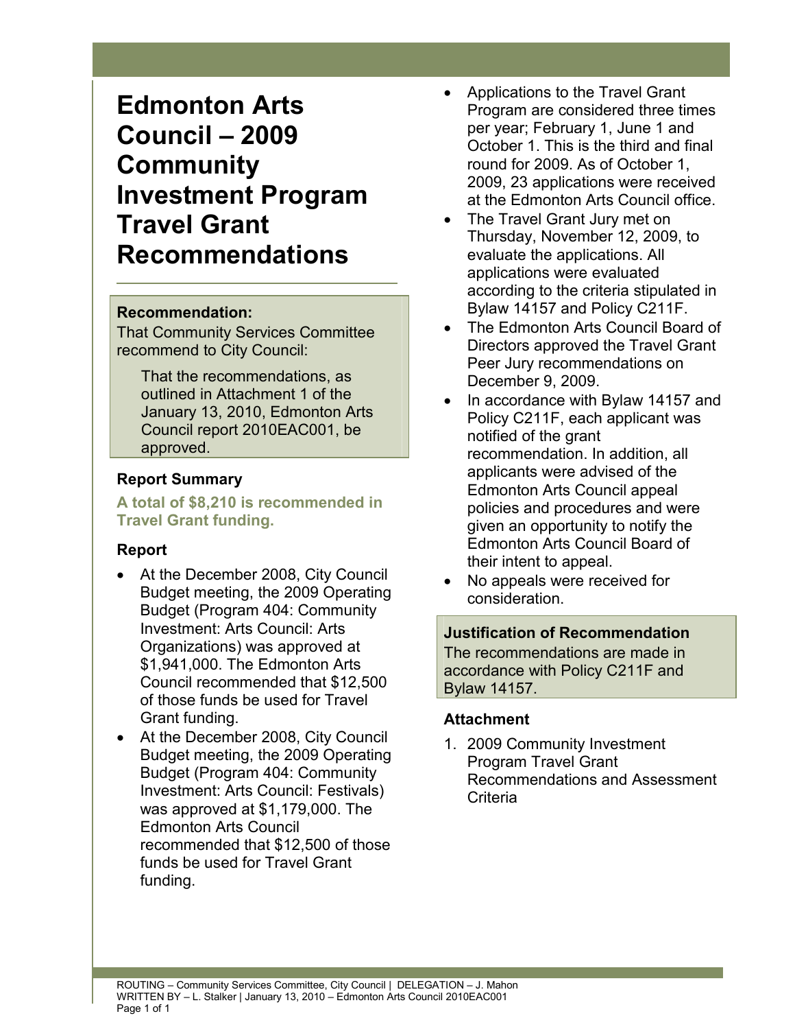# Edmonton Arts Council – 2009 Community Investment Program Travel Grant Recommendations

**Recommendation:**

That Community Services Committee recommend to City Council:

> That the recommendations, as outlined in Attachment 1 of the January 13, 2010, Edmonton Arts Council report 2010EAC001, be approved.

## Report Summary

**A total of $8,210 is recommended in Travel Grant funding.**

## Report

- At the December 2008, City Council Budget meeting, the 2009 Operating Budget (Program 404: Community Investment: Arts Council: Arts Organizations) was approved at $1,941,000. The Edmonton Arts Council recommended that $12,500 of those funds be used for Travel Grant funding.
- At the December 2008, City Council Budget meeting, the 2009 Operating Budget (Program 404: Community Investment: Arts Council: Festivals) was approved at $1,179,000. The Edmonton Arts Council recommended that $12,500 of those funds be used for Travel Grant funding.
- Applications to the Travel Grant Program are considered three times per year; February 1, June 1 and October 1. This is the third and final round for 2009. As of October 1, 2009, 23 applications were received at the Edmonton Arts Council office.
- The Travel Grant Jury met on Thursday, November 12, 2009, to evaluate the applications. All applications were evaluated according to the criteria stipulated in Bylaw 14157 and Policy C211F.
- The Edmonton Arts Council Board of Directors approved the Travel Grant Peer Jury recommendations on December 9, 2009.
- In accordance with Bylaw 14157 and Policy C211F, each applicant was notified of the grant recommendation. In addition, all applicants were advised of the Edmonton Arts Council appeal policies and procedures and were given an opportunity to notify the Edmonton Arts Council Board of their intent to appeal.
- No appeals were received for consideration.

**Justification of Recommendation**

The recommendations are made in accordance with Policy C211F and Bylaw 14157.

## Attachment

1. 2009 Community Investment Program Travel Grant Recommendations and Assessment Criteria

ROUTING – Community Services Committee, City Council | DELEGATION – J. Mahon
WRITTEN BY – L. Stalker | January 13, 2010 – Edmonton Arts Council 2010EAC001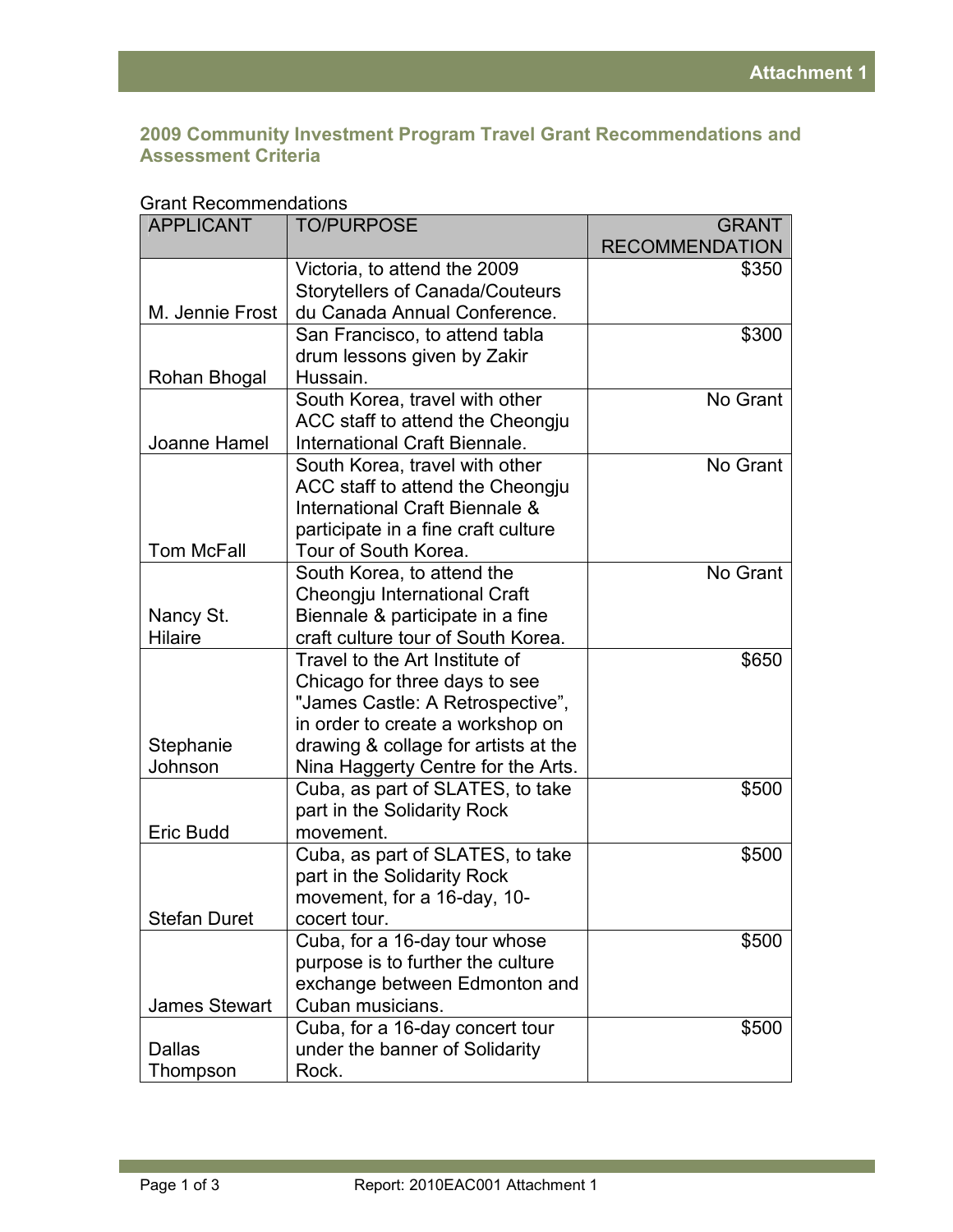## 2009 Community Investment Program Travel Grant Recommendations and Assessment Criteria

Grant Recommendations

| APPLICANT | TO/PURPOSE | GRANT RECOMMENDATION |
|---|---|---|
| M. Jennie Frost | Victoria, to attend the 2009 Storytellers of Canada/Couteurs du Canada Annual Conference. | $350 |
| Rohan Bhogal | San Francisco, to attend tabla drum lessons given by Zakir Hussain. | $300 |
| Joanne Hamel | South Korea, travel with other ACC staff to attend the Cheongju International Craft Biennale. | No Grant |
| Tom McFall | South Korea, travel with other ACC staff to attend the Cheongju International Craft Biennale & participate in a fine craft culture Tour of South Korea. | No Grant |
| Nancy St. Hilaire | South Korea, to attend the Cheongju International Craft Biennale & participate in a fine craft culture tour of South Korea. | No Grant |
| Stephanie Johnson | Travel to the Art Institute of Chicago for three days to see "James Castle: A Retrospective", in order to create a workshop on drawing & collage for artists at the Nina Haggerty Centre for the Arts. | $650 |
| Eric Budd | Cuba, as part of SLATES, to take part in the Solidarity Rock movement. | $500 |
| Stefan Duret | Cuba, as part of SLATES, to take part in the Solidarity Rock movement, for a 16-day, 10-cocert tour. | $500 |
| James Stewart | Cuba, for a 16-day tour whose purpose is to further the culture exchange between Edmonton and Cuban musicians. | $500 |
| Dallas Thompson | Cuba, for a 16-day concert tour under the banner of Solidarity Rock. | $500 |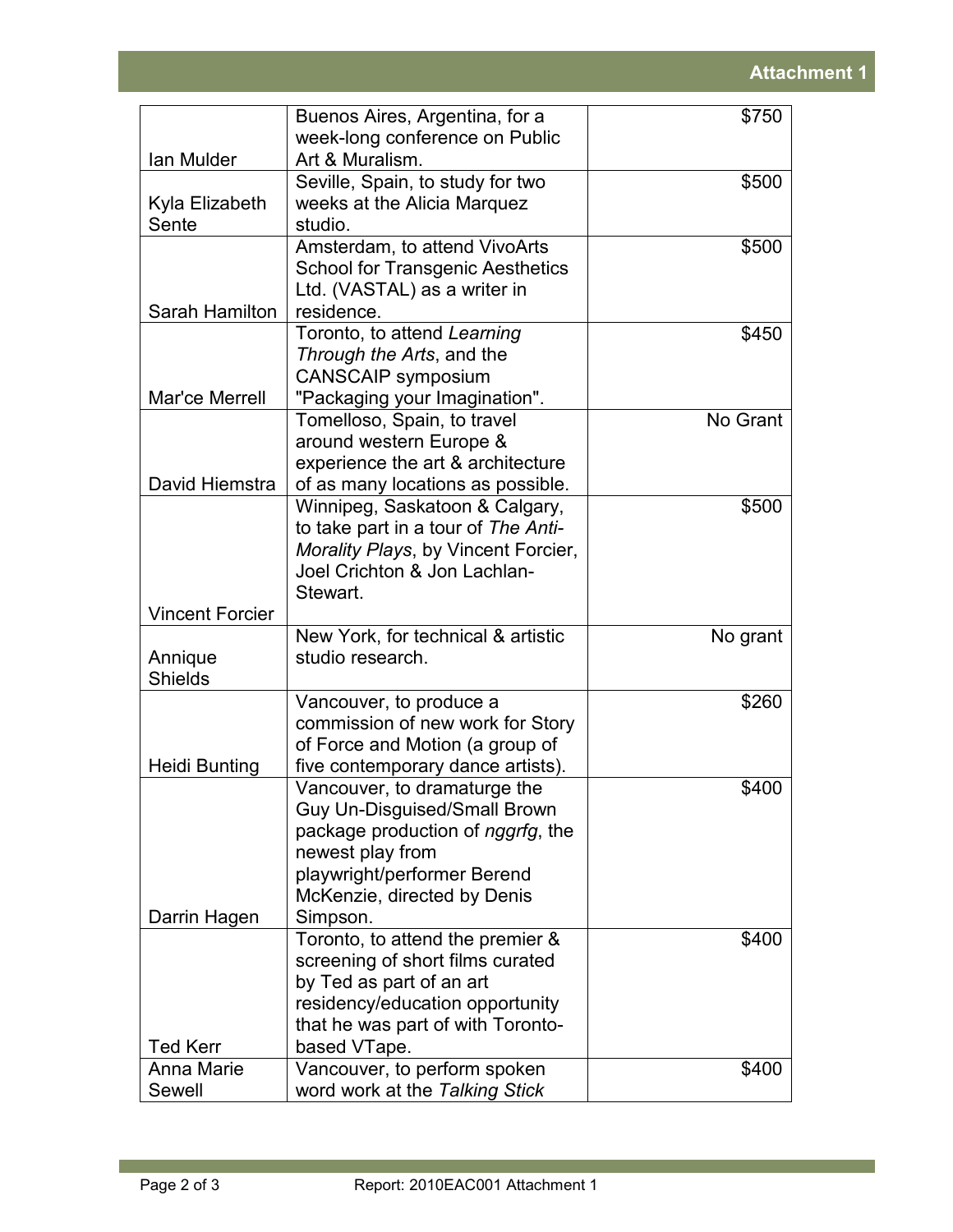**Attachment 1**

| | | |
|---|---|---|
| Ian Mulder | Buenos Aires, Argentina, for a week-long conference on Public Art & Muralism. | $750 |
| Kyla Elizabeth Sente | Seville, Spain, to study for two weeks at the Alicia Marquez studio. | $500 |
| Sarah Hamilton | Amsterdam, to attend VivoArts School for Transgenic Aesthetics Ltd. (VASTAL) as a writer in residence. | $500 |
| Mar'ce Merrell | Toronto, to attend *Learning Through the Arts*, and the CANSCAIP symposium "Packaging your Imagination". | $450 |
| David Hiemstra | Tomelloso, Spain, to travel around western Europe & experience the art & architecture of as many locations as possible. | No Grant |
| Vincent Forcier | Winnipeg, Saskatoon & Calgary, to take part in a tour of *The Anti-Morality Plays*, by Vincent Forcier, Joel Crichton & Jon Lachlan-Stewart. | $500 |
| Annique Shields | New York, for technical & artistic studio research. | No grant |
| Heidi Bunting | Vancouver, to produce a commission of new work for Story of Force and Motion (a group of five contemporary dance artists). | $260 |
| Darrin Hagen | Vancouver, to dramaturge the Guy Un-Disguised/Small Brown package production of *nggrfg*, the newest play from playwright/performer Berend McKenzie, directed by Denis Simpson. | $400 |
| Ted Kerr | Toronto, to attend the premier & screening of short films curated by Ted as part of an art residency/education opportunity that he was part of with Toronto-based VTape. | $400 |
| Anna Marie Sewell | Vancouver, to perform spoken word work at the *Talking Stick* | $400 |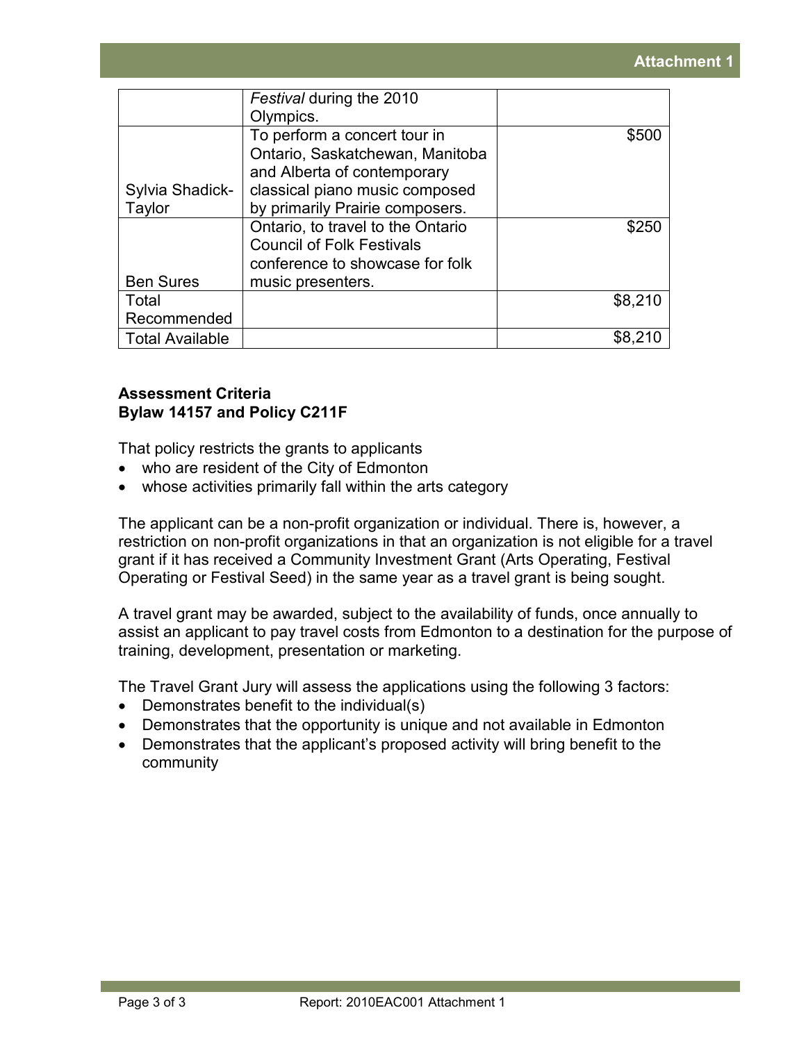| | | |
|---|---|---|
| | *Festival* during the 2010 Olympics. | |
| Sylvia Shadick-Taylor | To perform a concert tour in Ontario, Saskatchewan, Manitoba and Alberta of contemporary classical piano music composed by primarily Prairie composers. | $500 |
| Ben Sures | Ontario, to travel to the Ontario Council of Folk Festivals conference to showcase for folk music presenters. | $250 |
| Total Recommended | | $8,210 |
| Total Available | | $8,210 |

**Assessment Criteria**
**Bylaw 14157 and Policy C211F**

That policy restricts the grants to applicants

- who are resident of the City of Edmonton
- whose activities primarily fall within the arts category

The applicant can be a non-profit organization or individual. There is, however, a restriction on non-profit organizations in that an organization is not eligible for a travel grant if it has received a Community Investment Grant (Arts Operating, Festival Operating or Festival Seed) in the same year as a travel grant is being sought.

A travel grant may be awarded, subject to the availability of funds, once annually to assist an applicant to pay travel costs from Edmonton to a destination for the purpose of training, development, presentation or marketing.

The Travel Grant Jury will assess the applications using the following 3 factors:

- Demonstrates benefit to the individual(s)
- Demonstrates that the opportunity is unique and not available in Edmonton
- Demonstrates that the applicant's proposed activity will bring benefit to the community